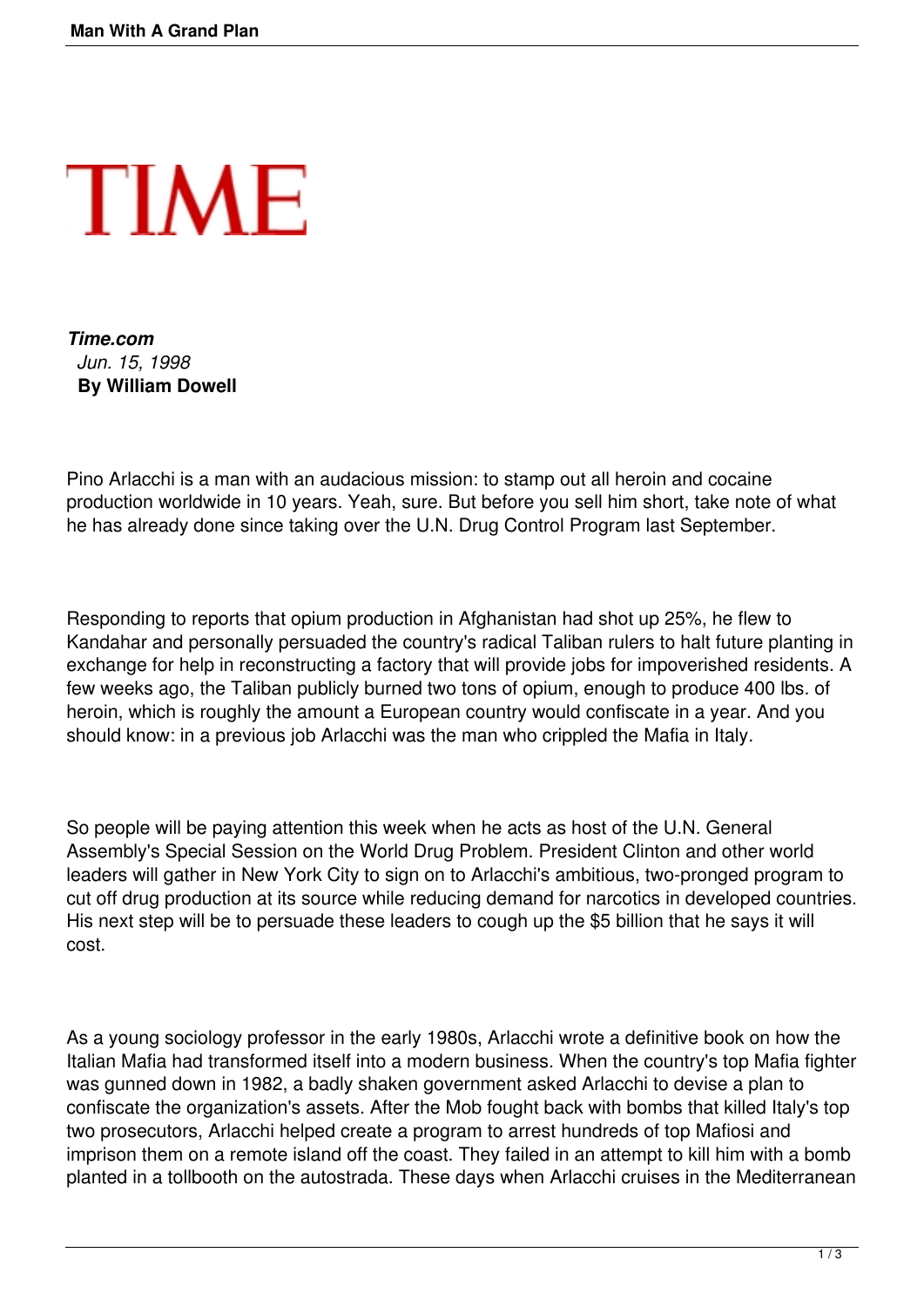# TIME

***Time.com***
*Jun. 15, 1998*
**By William Dowell**

Pino Arlacchi is a man with an audacious mission: to stamp out all heroin and cocaine production worldwide in 10 years. Yeah, sure. But before you sell him short, take note of what he has already done since taking over the U.N. Drug Control Program last September.

Responding to reports that opium production in Afghanistan had shot up 25%, he flew to Kandahar and personally persuaded the country's radical Taliban rulers to halt future planting in exchange for help in reconstructing a factory that will provide jobs for impoverished residents. A few weeks ago, the Taliban publicly burned two tons of opium, enough to produce 400 lbs. of heroin, which is roughly the amount a European country would confiscate in a year. And you should know: in a previous job Arlacchi was the man who crippled the Mafia in Italy.

So people will be paying attention this week when he acts as host of the U.N. General Assembly's Special Session on the World Drug Problem. President Clinton and other world leaders will gather in New York City to sign on to Arlacchi's ambitious, two-pronged program to cut off drug production at its source while reducing demand for narcotics in developed countries. His next step will be to persuade these leaders to cough up the $5 billion that he says it will cost.

As a young sociology professor in the early 1980s, Arlacchi wrote a definitive book on how the Italian Mafia had transformed itself into a modern business. When the country's top Mafia fighter was gunned down in 1982, a badly shaken government asked Arlacchi to devise a plan to confiscate the organization's assets. After the Mob fought back with bombs that killed Italy's top two prosecutors, Arlacchi helped create a program to arrest hundreds of top Mafiosi and imprison them on a remote island off the coast. They failed in an attempt to kill him with a bomb planted in a tollbooth on the autostrada. These days when Arlacchi cruises in the Mediterranean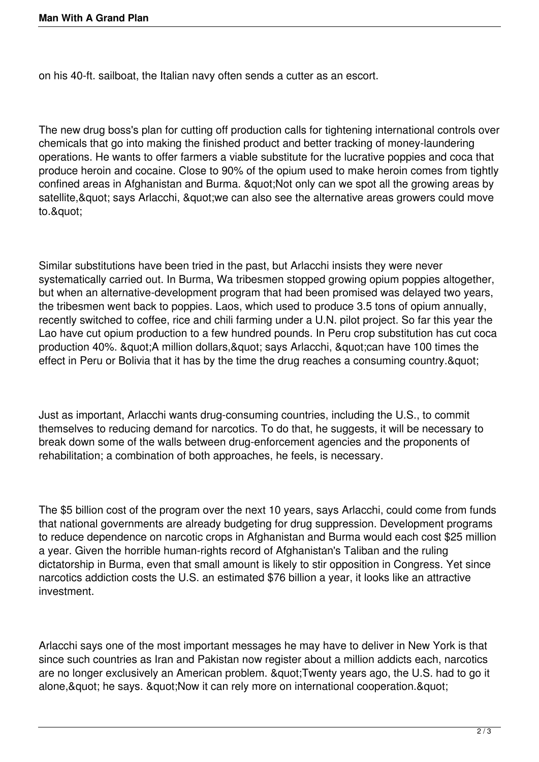on his 40-ft. sailboat, the Italian navy often sends a cutter as an escort.

The new drug boss's plan for cutting off production calls for tightening international controls over chemicals that go into making the finished product and better tracking of money-laundering operations. He wants to offer farmers a viable substitute for the lucrative poppies and coca that produce heroin and cocaine. Close to 90% of the opium used to make heroin comes from tightly confined areas in Afghanistan and Burma. "Not only can we spot all the growing areas by satellite," says Arlacchi, "we can also see the alternative areas growers could move to."

Similar substitutions have been tried in the past, but Arlacchi insists they were never systematically carried out. In Burma, Wa tribesmen stopped growing opium poppies altogether, but when an alternative-development program that had been promised was delayed two years, the tribesmen went back to poppies. Laos, which used to produce 3.5 tons of opium annually, recently switched to coffee, rice and chili farming under a U.N. pilot project. So far this year the Lao have cut opium production to a few hundred pounds. In Peru crop substitution has cut coca production 40%. "A million dollars," says Arlacchi, "can have 100 times the effect in Peru or Bolivia that it has by the time the drug reaches a consuming country."

Just as important, Arlacchi wants drug-consuming countries, including the U.S., to commit themselves to reducing demand for narcotics. To do that, he suggests, it will be necessary to break down some of the walls between drug-enforcement agencies and the proponents of rehabilitation; a combination of both approaches, he feels, is necessary.

The $5 billion cost of the program over the next 10 years, says Arlacchi, could come from funds that national governments are already budgeting for drug suppression. Development programs to reduce dependence on narcotic crops in Afghanistan and Burma would each cost $25 million a year. Given the horrible human-rights record of Afghanistan's Taliban and the ruling dictatorship in Burma, even that small amount is likely to stir opposition in Congress. Yet since narcotics addiction costs the U.S. an estimated $76 billion a year, it looks like an attractive investment.

Arlacchi says one of the most important messages he may have to deliver in New York is that since such countries as Iran and Pakistan now register about a million addicts each, narcotics are no longer exclusively an American problem. "Twenty years ago, the U.S. had to go it alone," he says. "Now it can rely more on international cooperation."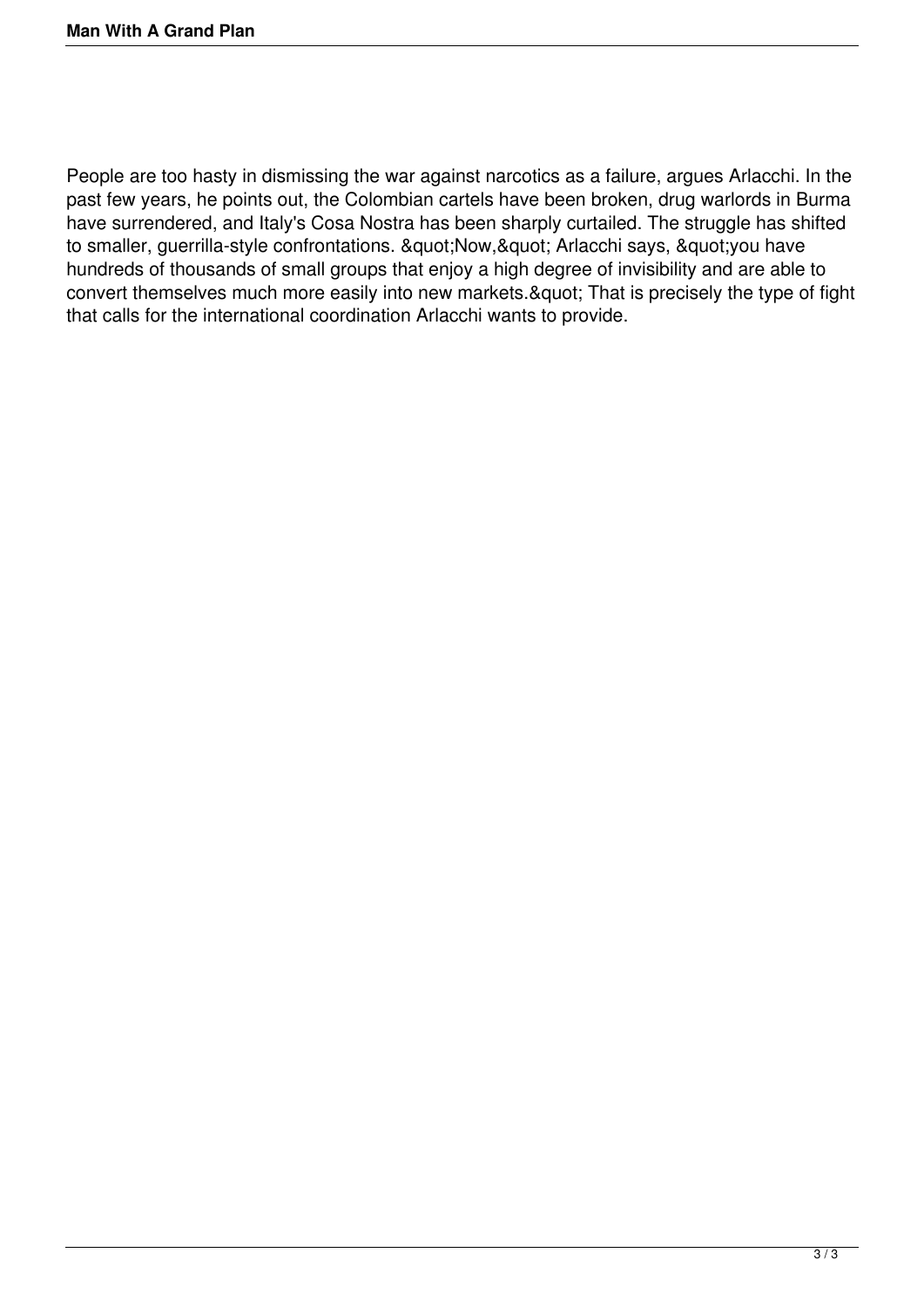People are too hasty in dismissing the war against narcotics as a failure, argues Arlacchi. In the past few years, he points out, the Colombian cartels have been broken, drug warlords in Burma have surrendered, and Italy's Cosa Nostra has been sharply curtailed. The struggle has shifted to smaller, guerrilla-style confrontations. &quot;Now,&quot; Arlacchi says, &quot;you have hundreds of thousands of small groups that enjoy a high degree of invisibility and are able to convert themselves much more easily into new markets.&quot; That is precisely the type of fight that calls for the international coordination Arlacchi wants to provide.